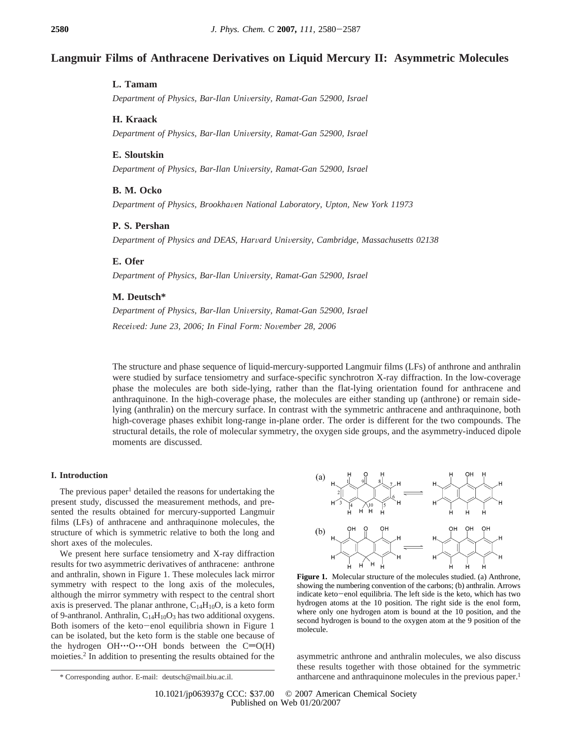# Langmuir Films of Anthracene Derivatives on Liquid Mercury II: Asymmetric Molecules

**L. Tamam**

*Department of Physics, Bar-Ilan University, Ramat-Gan 52900, Israel*

**H. Kraack**

*Department of Physics, Bar-Ilan University, Ramat-Gan 52900, Israel*

**E. Sloutskin**

*Department of Physics, Bar-Ilan University, Ramat-Gan 52900, Israel*

**B. M. Ocko**

*Department of Physics, Brookhaven National Laboratory, Upton, New York 11973*

**P. S. Pershan**

*Department of Physics and DEAS, Harvard University, Cambridge, Massachusetts 02138*

**E. Ofer**

*Department of Physics, Bar-Ilan University, Ramat-Gan 52900, Israel*

**M. Deutsch***

*Department of Physics, Bar-Ilan University, Ramat-Gan 52900, Israel*

*Received: June 23, 2006; In Final Form: November 28, 2006*

The structure and phase sequence of liquid-mercury-supported Langmuir films (LFs) of anthrone and anthralin were studied by surface tensiometry and surface-specific synchrotron X-ray diffraction. In the low-coverage phase the molecules are both side-lying, rather than the flat-lying orientation found for anthracene and anthraquinone. In the high-coverage phase, the molecules are either standing up (anthrone) or remain side-lying (anthralin) on the mercury surface. In contrast with the symmetric anthracene and anthraquinone, both high-coverage phases exhibit long-range in-plane order. The order is different for the two compounds. The structural details, the role of molecular symmetry, the oxygen side groups, and the asymmetry-induced dipole moments are discussed.

## I. Introduction

The previous paper[1] detailed the reasons for undertaking the present study, discussed the measurement methods, and presented the results obtained for mercury-supported Langmuir films (LFs) of anthracene and anthraquinone molecules, the structure of which is symmetric relative to both the long and short axes of the molecules.

We present here surface tensiometry and X-ray diffraction results for two asymmetric derivatives of anthracene: anthrone and anthralin, shown in Figure 1. These molecules lack mirror symmetry with respect to the long axis of the molecules, although the mirror symmetry with respect to the central short axis is preserved. The planar anthrone, $C_{14}H_{10}O$, is a keto form of 9-anthranol. Anthralin, $C_{14}H_{10}O_3$ has two additional oxygens. Both isomers of the keto−enol equilibria shown in Figure 1 can be isolated, but the keto form is the stable one because of the hydrogen OH⋯O⋯OH bonds between the C═O(H) moieties.[2] In addition to presenting the results obtained for the asymmetric anthrone and anthralin molecules, we also discuss these results together with those obtained for the symmetric antharcene and anthraquinone molecules in the previous paper.[1]

**Figure 1.** Molecular structure of the molecules studied. (a) Anthrone, showing the numbering convention of the carbons; (b) anthralin. Arrows indicate keto−enol equilibria. The left side is the keto, which has two hydrogen atoms at the 10 position. The right side is the enol form, where only one hydrogen atom is bound at the 10 position, and the second hydrogen is bound to the oxygen atom at the 9 position of the molecule.

\* Corresponding author. E-mail: deutsch@mail.biu.ac.il.

10.1021/jp063937g CCC: \$37.00 © 2007 American Chemical Society
Published on Web 01/20/2007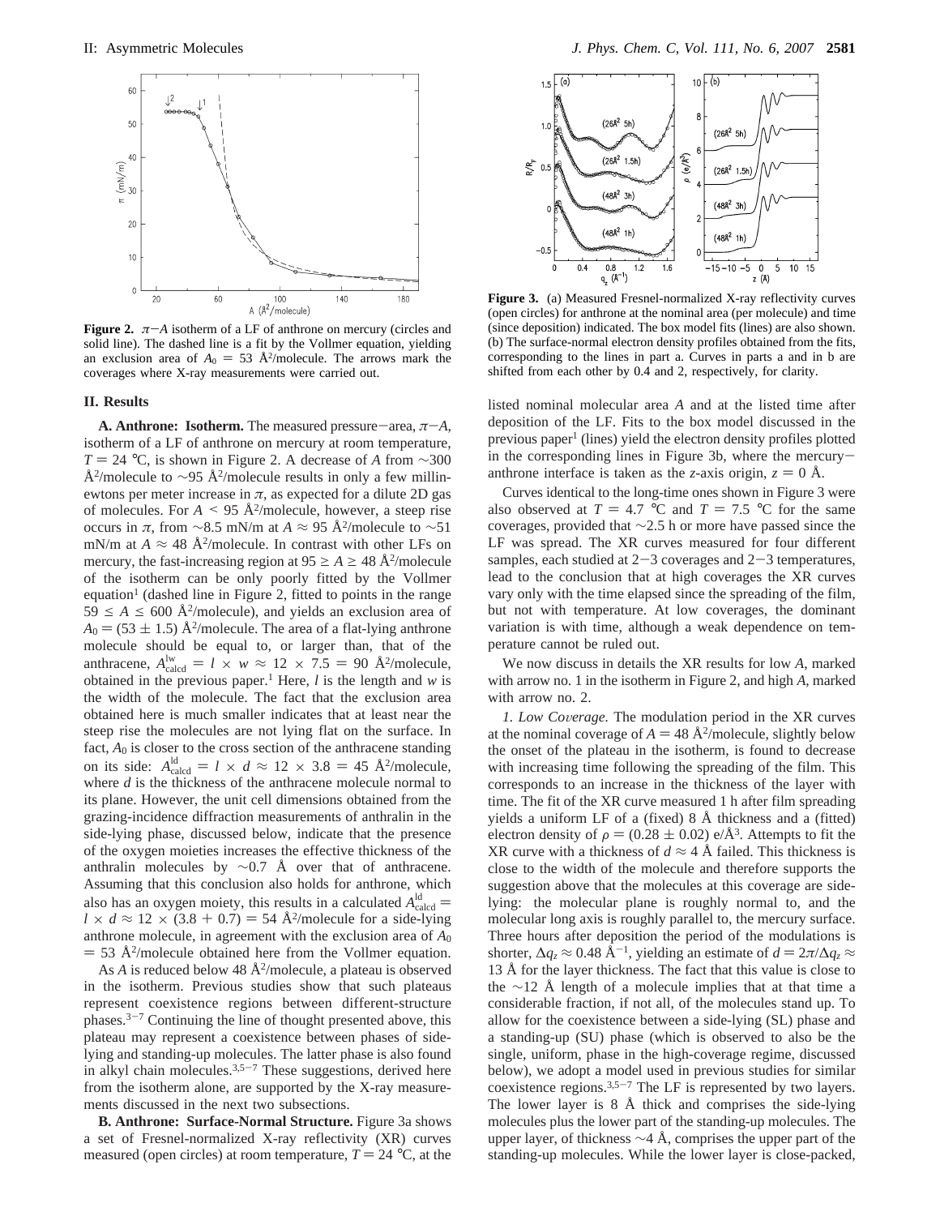**Figure 2.** $\pi$−$A$ isotherm of a LF of anthrone on mercury (circles and solid line). The dashed line is a fit by the Vollmer equation, yielding an exclusion area of $A_0 = 53$ Å$^2$/molecule. The arrows mark the coverages where X-ray measurements were carried out.

## II. Results

**A. Anthrone: Isotherm.** The measured pressure−area, $\pi$−$A$, isotherm of a LF of anthrone on mercury at room temperature, $T = 24$ °C, is shown in Figure 2. A decrease of $A$ from ∼300 Å$^2$/molecule to ∼95 Å$^2$/molecule results in only a few millinewtons per meter increase in $\pi$, as expected for a dilute 2D gas of molecules. For $A < 95$ Å$^2$/molecule, however, a steep rise occurs in $\pi$, from ∼8.5 mN/m at $A \approx 95$ Å$^2$/molecule to ∼51 mN/m at $A \approx 48$ Å$^2$/molecule. In contrast with other LFs on mercury, the fast-increasing region at $95 \geq A \geq 48$ Å$^2$/molecule of the isotherm can be only poorly fitted by the Vollmer equation[1] (dashed line in Figure 2, fitted to points in the range $59 \leq A \leq 600$ Å$^2$/molecule), and yields an exclusion area of $A_0 = (53 \pm 1.5)$ Å$^2$/molecule. The area of a flat-lying anthrone molecule should be equal to, or larger than, that of the anthracene, $A^{\text{lw}}_{\text{calcd}} = l \times w \approx 12 \times 7.5 = 90$ Å$^2$/molecule, obtained in the previous paper.[1] Here, $l$ is the length and $w$ is the width of the molecule. The fact that the exclusion area obtained here is much smaller indicates that at least near the steep rise the molecules are not lying flat on the surface. In fact, $A_0$ is closer to the cross section of the anthracene standing on its side: $A^{\text{ld}}_{\text{calcd}} = l \times d \approx 12 \times 3.8 = 45$ Å$^2$/molecule, where $d$ is the thickness of the anthracene molecule normal to its plane. However, the unit cell dimensions obtained from the grazing-incidence diffraction measurements of anthralin in the side-lying phase, discussed below, indicate that the presence of the oxygen moieties increases the effective thickness of the anthralin molecules by ∼0.7 Å over that of anthracene. Assuming that this conclusion also holds for anthrone, which also has an oxygen moiety, this results in a calculated $A^{\text{ld}}_{\text{calcd}} = l \times d \approx 12 \times (3.8 + 0.7) = 54$ Å$^2$/molecule for a side-lying anthrone molecule, in agreement with the exclusion area of $A_0 = 53$ Å$^2$/molecule obtained here from the Vollmer equation.

As $A$ is reduced below 48 Å$^2$/molecule, a plateau is observed in the isotherm. Previous studies show that such plateaus represent coexistence regions between different-structure phases.[3−7] Continuing the line of thought presented above, this plateau may represent a coexistence between phases of side-lying and standing-up molecules. The latter phase is also found in alkyl chain molecules.[3,5−7] These suggestions, derived here from the isotherm alone, are supported by the X-ray measurements discussed in the next two subsections.

**B. Anthrone: Surface-Normal Structure.** Figure 3a shows a set of Fresnel-normalized X-ray reflectivity (XR) curves measured (open circles) at room temperature, $T = 24$ °C, at the listed nominal molecular area $A$ and at the listed time after deposition of the LF. Fits to the box model discussed in the previous paper[1] (lines) yield the electron density profiles plotted in the corresponding lines in Figure 3b, where the mercury−anthrone interface is taken as the $z$-axis origin, $z = 0$ Å.

**Figure 3.** (a) Measured Fresnel-normalized X-ray reflectivity curves (open circles) for anthrone at the nominal area (per molecule) and time (since deposition) indicated. The box model fits (lines) are also shown. (b) The surface-normal electron density profiles obtained from the fits, corresponding to the lines in part a. Curves in parts a and in b are shifted from each other by 0.4 and 2, respectively, for clarity.

Curves identical to the long-time ones shown in Figure 3 were also observed at $T = 4.7$ °C and $T = 7.5$ °C for the same coverages, provided that ∼2.5 h or more have passed since the LF was spread. The XR curves measured for four different samples, each studied at 2−3 coverages and 2−3 temperatures, lead to the conclusion that at high coverages the XR curves vary only with the time elapsed since the spreading of the film, but not with temperature. At low coverages, the dominant variation is with time, although a weak dependence on temperature cannot be ruled out.

We now discuss in details the XR results for low $A$, marked with arrow no. 1 in the isotherm in Figure 2, and high $A$, marked with arrow no. 2.

*1. Low Coverage.* The modulation period in the XR curves at the nominal coverage of $A = 48$ Å$^2$/molecule, slightly below the onset of the plateau in the isotherm, is found to decrease with increasing time following the spreading of the film. This corresponds to an increase in the thickness of the layer with time. The fit of the XR curve measured 1 h after film spreading yields a uniform LF of a (fixed) 8 Å thickness and a (fitted) electron density of $\rho = (0.28 \pm 0.02)$ e/Å$^3$. Attempts to fit the XR curve with a thickness of $d \approx 4$ Å failed. This thickness is close to the width of the molecule and therefore supports the suggestion above that the molecules at this coverage are side-lying: the molecular plane is roughly normal to, and the molecular long axis is roughly parallel to, the mercury surface. Three hours after deposition the period of the modulations is shorter, $\Delta q_z \approx 0.48$ Å$^{-1}$, yielding an estimate of $d = 2\pi/\Delta q_z \approx 13$ Å for the layer thickness. The fact that this value is close to the ∼12 Å length of a molecule implies that at that time a considerable fraction, if not all, of the molecules stand up. To allow for the coexistence between a side-lying (SL) phase and a standing-up (SU) phase (which is observed to also be the single, uniform, phase in the high-coverage regime, discussed below), we adopt a model used in previous studies for similar coexistence regions.[3,5−7] The LF is represented by two layers. The lower layer is 8 Å thick and comprises the side-lying molecules plus the lower part of the standing-up molecules. The upper layer, of thickness ∼4 Å, comprises the upper part of the standing-up molecules. While the lower layer is close-packed,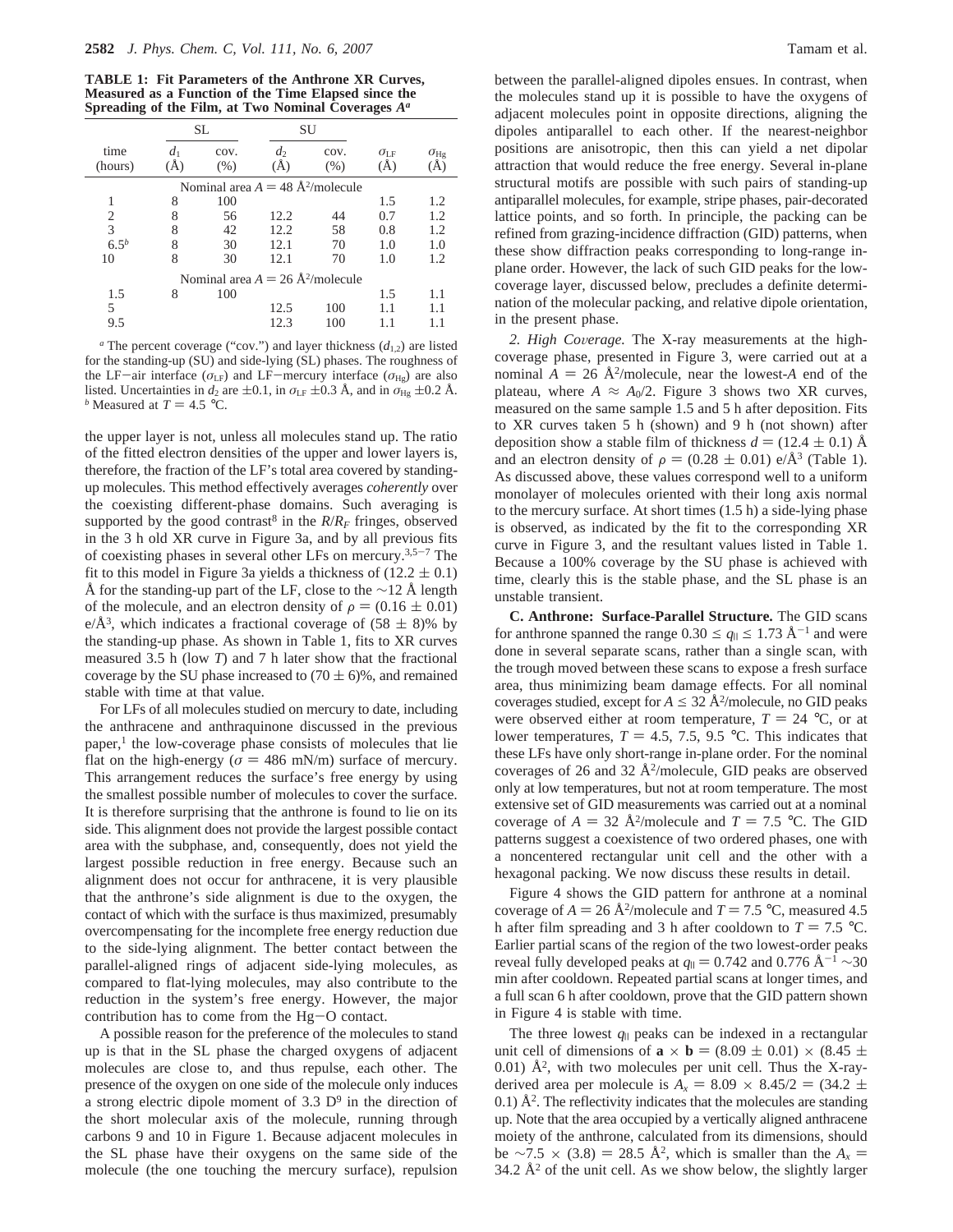**TABLE 1: Fit Parameters of the Anthrone XR Curves, Measured as a Function of the Time Elapsed since the Spreading of the Film, at Two Nominal Coverages $A$[a]**

| | SL | | SU | | | |
|---|---|---|---|---|---|---|
| time (hours) | $d_1$ (Å) | cov. (%) | $d_2$ (Å) | cov. (%) | $\sigma_{LF}$ (Å) | $\sigma_{Hg}$ (Å) |
| Nominal area $A = 48$ Å$^2$/molecule | | | | | | |
| 1 | 8 | 100 | | | 1.5 | 1.2 |
| 2 | 8 | 56 | 12.2 | 44 | 0.7 | 1.2 |
| 3 | 8 | 42 | 12.2 | 58 | 0.8 | 1.2 |
| 6.5[b] | 8 | 30 | 12.1 | 70 | 1.0 | 1.0 |
| 10 | 8 | 30 | 12.1 | 70 | 1.0 | 1.2 |
| Nominal area $A = 26$ Å$^2$/molecule | | | | | | |
| 1.5 | 8 | 100 | | | 1.5 | 1.1 |
| 5 | | | 12.5 | 100 | 1.1 | 1.1 |
| 9.5 | | | 12.3 | 100 | 1.1 | 1.1 |

[a] The percent coverage ("cov.") and layer thickness ($d_{1,2}$) are listed for the standing-up (SU) and side-lying (SL) phases. The roughness of the LF−air interface ($\sigma_{LF}$) and LF−mercury interface ($\sigma_{Hg}$) are also listed. Uncertainties in $d_2$ are ±0.1, in $\sigma_{LF}$ ±0.3 Å, and in $\sigma_{Hg}$ ±0.2 Å. [b] Measured at $T = 4.5$ °C.

the upper layer is not, unless all molecules stand up. The ratio of the fitted electron densities of the upper and lower layers is, therefore, the fraction of the LF's total area covered by standing-up molecules. This method effectively averages *coherently* over the coexisting different-phase domains. Such averaging is supported by the good contrast[8] in the $R/R_F$ fringes, observed in the 3 h old XR curve in Figure 3a, and by all previous fits of coexisting phases in several other LFs on mercury.[3,5−7] The fit to this model in Figure 3a yields a thickness of (12.2 ± 0.1) Å for the standing-up part of the LF, close to the ∼12 Å length of the molecule, and an electron density of $\rho = (0.16 \pm 0.01)$ e/Å$^3$, which indicates a fractional coverage of (58 ± 8)% by the standing-up phase. As shown in Table 1, fits to XR curves measured 3.5 h (low $T$) and 7 h later show that the fractional coverage by the SU phase increased to (70 ± 6)%, and remained stable with time at that value.

For LFs of all molecules studied on mercury to date, including the anthracene and anthraquinone discussed in the previous paper,[1] the low-coverage phase consists of molecules that lie flat on the high-energy ($\sigma = 486$ mN/m) surface of mercury. This arrangement reduces the surface's free energy by using the smallest possible number of molecules to cover the surface. It is therefore surprising that the anthrone is found to lie on its side. This alignment does not provide the largest possible contact area with the subphase, and, consequently, does not yield the largest possible reduction in free energy. Because such an alignment does not occur for anthracene, it is very plausible that the anthrone's side alignment is due to the oxygen, the contact of which with the surface is thus maximized, presumably overcompensating for the incomplete free energy reduction due to the side-lying alignment. The better contact between the parallel-aligned rings of adjacent side-lying molecules, as compared to flat-lying molecules, may also contribute to the reduction in the system's free energy. However, the major contribution has to come from the Hg−O contact.

A possible reason for the preference of the molecules to stand up is that in the SL phase the charged oxygens of adjacent molecules are close to, and thus repulse, each other. The presence of the oxygen on one side of the molecule only induces a strong electric dipole moment of 3.3 D[9] in the direction of the short molecular axis of the molecule, running through carbons 9 and 10 in Figure 1. Because adjacent molecules in the SL phase have their oxygens on the same side of the molecule (the one touching the mercury surface), repulsion between the parallel-aligned dipoles ensues. In contrast, when the molecules stand up it is possible to have the oxygens of adjacent molecules point in opposite directions, aligning the dipoles antiparallel to each other. If the nearest-neighbor positions are anisotropic, then this can yield a net dipolar attraction that would reduce the free energy. Several in-plane structural motifs are possible with such pairs of standing-up antiparallel molecules, for example, stripe phases, pair-decorated lattice points, and so forth. In principle, the packing can be refined from grazing-incidence diffraction (GID) patterns, when these show diffraction peaks corresponding to long-range in-plane order. However, the lack of such GID peaks for the low-coverage layer, discussed below, precludes a definite determination of the molecular packing, and relative dipole orientation, in the present phase.

*2. High Coverage.* The X-ray measurements at the high-coverage phase, presented in Figure 3, were carried out at a nominal $A = 26$ Å$^2$/molecule, near the lowest-$A$ end of the plateau, where $A \approx A_0/2$. Figure 3 shows two XR curves, measured on the same sample 1.5 and 5 h after deposition. Fits to XR curves taken 5 h (shown) and 9 h (not shown) after deposition show a stable film of thickness $d = (12.4 \pm 0.1)$ Å and an electron density of $\rho = (0.28 \pm 0.01)$ e/Å$^3$ (Table 1). As discussed above, these values correspond well to a uniform monolayer of molecules oriented with their long axis normal to the mercury surface. At short times (1.5 h) a side-lying phase is observed, as indicated by the fit to the corresponding XR curve in Figure 3, and the resultant values listed in Table 1. Because a 100% coverage by the SU phase is achieved with time, clearly this is the stable phase, and the SL phase is an unstable transient.

**C. Anthrone: Surface-Parallel Structure.** The GID scans for anthrone spanned the range $0.30 \leq q_{\parallel} \leq 1.73$ Å$^{-1}$ and were done in several separate scans, rather than a single scan, with the trough moved between these scans to expose a fresh surface area, thus minimizing beam damage effects. For all nominal coverages studied, except for $A \leq 32$ Å$^2$/molecule, no GID peaks were observed either at room temperature, $T = 24$ °C, or at lower temperatures, $T = 4.5$, 7.5, 9.5 °C. This indicates that these LFs have only short-range in-plane order. For the nominal coverages of 26 and 32 Å$^2$/molecule, GID peaks are observed only at low temperatures, but not at room temperature. The most extensive set of GID measurements was carried out at a nominal coverage of $A = 32$ Å$^2$/molecule and $T = 7.5$ °C. The GID patterns suggest a coexistence of two ordered phases, one with a noncentered rectangular unit cell and the other with a hexagonal packing. We now discuss these results in detail.

Figure 4 shows the GID pattern for anthrone at a nominal coverage of $A = 26$ Å$^2$/molecule and $T = 7.5$ °C, measured 4.5 h after film spreading and 3 h after cooldown to $T = 7.5$ °C. Earlier partial scans of the region of the two lowest-order peaks reveal fully developed peaks at $q_{\parallel} = 0.742$ and 0.776 Å$^{-1}$ ∼30 min after cooldown. Repeated partial scans at longer times, and a full scan 6 h after cooldown, prove that the GID pattern shown in Figure 4 is stable with time.

The three lowest $q_{\parallel}$ peaks can be indexed in a rectangular unit cell of dimensions of $\mathbf{a} \times \mathbf{b} = (8.09 \pm 0.01) \times (8.45 \pm 0.01)$ Å$^2$, with two molecules per unit cell. Thus the X-ray-derived area per molecule is $A_x = 8.09 \times 8.45/2 = (34.2 \pm 0.1)$ Å$^2$. The reflectivity indicates that the molecules are standing up. Note that the area occupied by a vertically aligned anthracene moiety of the anthrone, calculated from its dimensions, should be ∼7.5 × (3.8) = 28.5 Å$^2$, which is smaller than the $A_x = 34.2$ Å$^2$ of the unit cell. As we show below, the slightly larger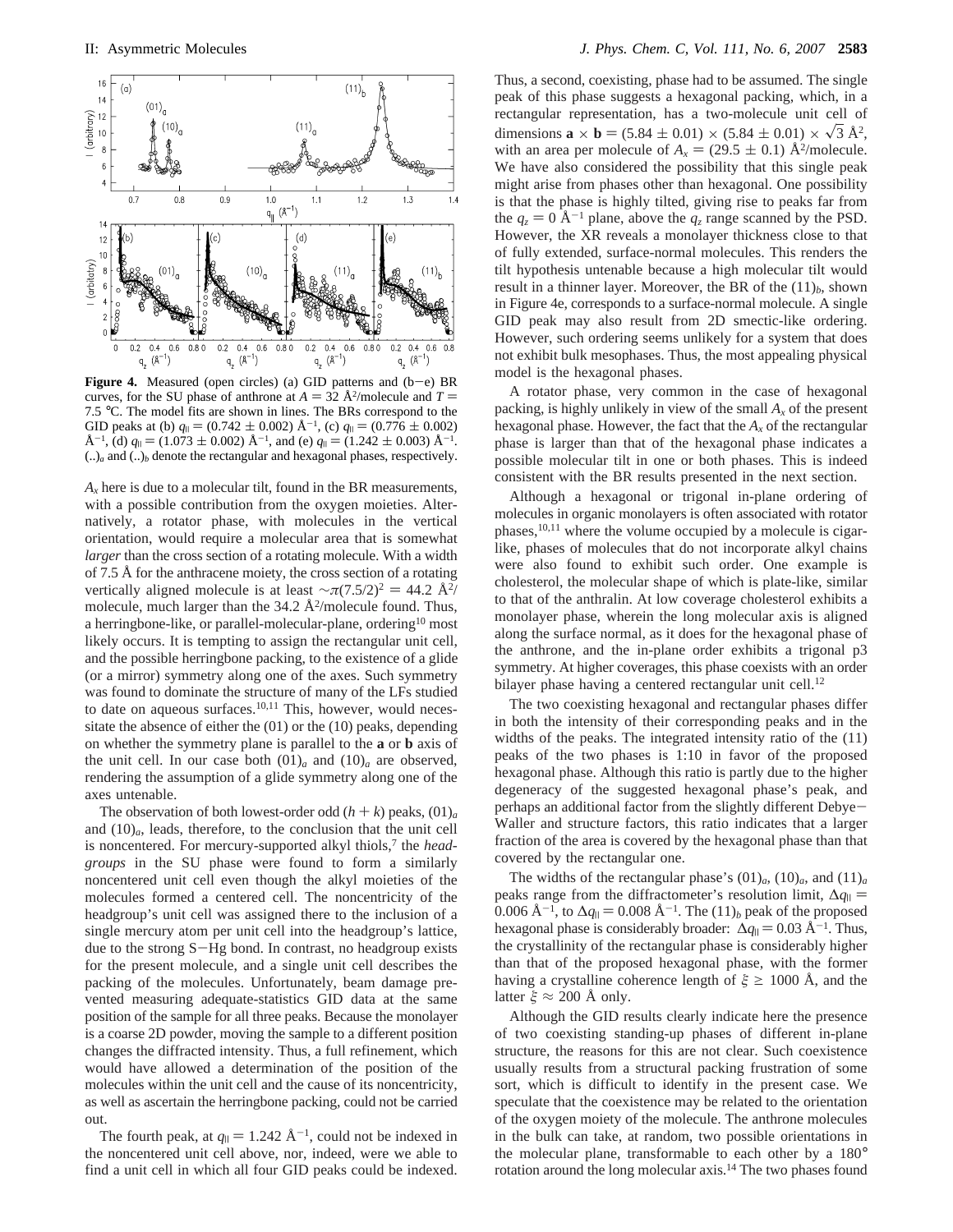**Figure 4.** Measured (open circles) (a) GID patterns and (b−e) BR curves, for the SU phase of anthrone at $A = 32$ Å$^2$/molecule and $T = 7.5$ °C. The model fits are shown in lines. The BRs correspond to the GID peaks at (b) $q_{\parallel} = (0.742 \pm 0.002)$ Å$^{-1}$, (c) $q_{\parallel} = (0.776 \pm 0.002)$ Å$^{-1}$, (d) $q_{\parallel} = (1.073 \pm 0.002)$ Å$^{-1}$, and (e) $q_{\parallel} = (1.242 \pm 0.003)$ Å$^{-1}$. $(..)_a$ and $(..)_b$ denote the rectangular and hexagonal phases, respectively.

$A_x$ here is due to a molecular tilt, found in the BR measurements, with a possible contribution from the oxygen moieties. Alternatively, a rotator phase, with molecules in the vertical orientation, would require a molecular area that is somewhat *larger* than the cross section of a rotating molecule. With a width of 7.5 Å for the anthracene moiety, the cross section of a rotating vertically aligned molecule is at least $\sim\pi(7.5/2)^2 = 44.2$ Å$^2$/molecule, much larger than the 34.2 Å$^2$/molecule found. Thus, a herringbone-like, or parallel-molecular-plane, ordering[10] most likely occurs. It is tempting to assign the rectangular unit cell, and the possible herringbone packing, to the existence of a glide (or a mirror) symmetry along one of the axes. Such symmetry was found to dominate the structure of many of the LFs studied to date on aqueous surfaces.[10,11] This, however, would necessitate the absence of either the (01) or the (10) peaks, depending on whether the symmetry plane is parallel to the **a** or **b** axis of the unit cell. In our case both $(01)_a$ and $(10)_a$ are observed, rendering the assumption of a glide symmetry along one of the axes untenable.

The observation of both lowest-order odd $(h + k)$ peaks, $(01)_a$ and $(10)_a$, leads, therefore, to the conclusion that the unit cell is noncentered. For mercury-supported alkyl thiols,[7] the *headgroups* in the SU phase were found to form a similarly noncentered unit cell even though the alkyl moieties of the molecules formed a centered cell. The noncentricity of the headgroup's unit cell was assigned there to the inclusion of a single mercury atom per unit cell into the headgroup's lattice, due to the strong S−Hg bond. In contrast, no headgroup exists for the present molecule, and a single unit cell describes the packing of the molecules. Unfortunately, beam damage prevented measuring adequate-statistics GID data at the same position of the sample for all three peaks. Because the monolayer is a coarse 2D powder, moving the sample to a different position changes the diffracted intensity. Thus, a full refinement, which would have allowed a determination of the position of the molecules within the unit cell and the cause of its noncentricity, as well as ascertain the herringbone packing, could not be carried out.

The fourth peak, at $q_{\parallel} = 1.242$ Å$^{-1}$, could not be indexed in the noncentered unit cell above, nor, indeed, were we able to find a unit cell in which all four GID peaks could be indexed. Thus, a second, coexisting, phase had to be assumed. The single peak of this phase suggests a hexagonal packing, which, in a rectangular representation, has a two-molecule unit cell of dimensions $\mathbf{a} \times \mathbf{b} = (5.84 \pm 0.01) \times (5.84 \pm 0.01) \times \sqrt{3}$ Å$^2$, with an area per molecule of $A_x = (29.5 \pm 0.1)$ Å$^2$/molecule. We have also considered the possibility that this single peak might arise from phases other than hexagonal. One possibility is that the phase is highly tilted, giving rise to peaks far from the $q_z = 0$ Å$^{-1}$ plane, above the $q_z$ range scanned by the PSD. However, the XR reveals a monolayer thickness close to that of fully extended, surface-normal molecules. This renders the tilt hypothesis untenable because a high molecular tilt would result in a thinner layer. Moreover, the BR of the $(11)_b$, shown in Figure 4e, corresponds to a surface-normal molecule. A single GID peak may also result from 2D smectic-like ordering. However, such ordering seems unlikely for a system that does not exhibit bulk mesophases. Thus, the most appealing physical model is the hexagonal phases.

A rotator phase, very common in the case of hexagonal packing, is highly unlikely in view of the small $A_x$ of the present hexagonal phase. However, the fact that the $A_x$ of the rectangular phase is larger than that of the hexagonal phase indicates a possible molecular tilt in one or both phases. This is indeed consistent with the BR results presented in the next section.

Although a hexagonal or trigonal in-plane ordering of molecules in organic monolayers is often associated with rotator phases,[10,11] where the volume occupied by a molecule is cigar-like, phases of molecules that do not incorporate alkyl chains were also found to exhibit such order. One example is cholesterol, the molecular shape of which is plate-like, similar to that of the anthralin. At low coverage cholesterol exhibits a monolayer phase, wherein the long molecular axis is aligned along the surface normal, as it does for the hexagonal phase of the anthrone, and the in-plane order exhibits a trigonal p3 symmetry. At higher coverages, this phase coexists with an order bilayer phase having a centered rectangular unit cell.[12]

The two coexisting hexagonal and rectangular phases differ in both the intensity of their corresponding peaks and in the widths of the peaks. The integrated intensity ratio of the (11) peaks of the two phases is 1:10 in favor of the proposed hexagonal phase. Although this ratio is partly due to the higher degeneracy of the suggested hexagonal phase's peak, and perhaps an additional factor from the slightly different Debye−Waller and structure factors, this ratio indicates that a larger fraction of the area is covered by the hexagonal phase than that covered by the rectangular one.

The widths of the rectangular phase's $(01)_a$, $(10)_a$, and $(11)_a$ peaks range from the diffractometer's resolution limit, $\Delta q_{\parallel} = 0.006$ Å$^{-1}$, to $\Delta q_{\parallel} = 0.008$ Å$^{-1}$. The $(11)_b$ peak of the proposed hexagonal phase is considerably broader: $\Delta q_{\parallel} = 0.03$ Å$^{-1}$. Thus, the crystallinity of the rectangular phase is considerably higher than that of the proposed hexagonal phase, with the former having a crystalline coherence length of $\xi \geq 1000$ Å, and the latter $\xi \approx 200$ Å only.

Although the GID results clearly indicate here the presence of two coexisting standing-up phases of different in-plane structure, the reasons for this are not clear. Such coexistence usually results from a structural packing frustration of some sort, which is difficult to identify in the present case. We speculate that the coexistence may be related to the orientation of the oxygen moiety of the molecule. The anthrone molecules in the bulk can take, at random, two possible orientations in the molecular plane, transformable to each other by a 180° rotation around the long molecular axis.[14] The two phases found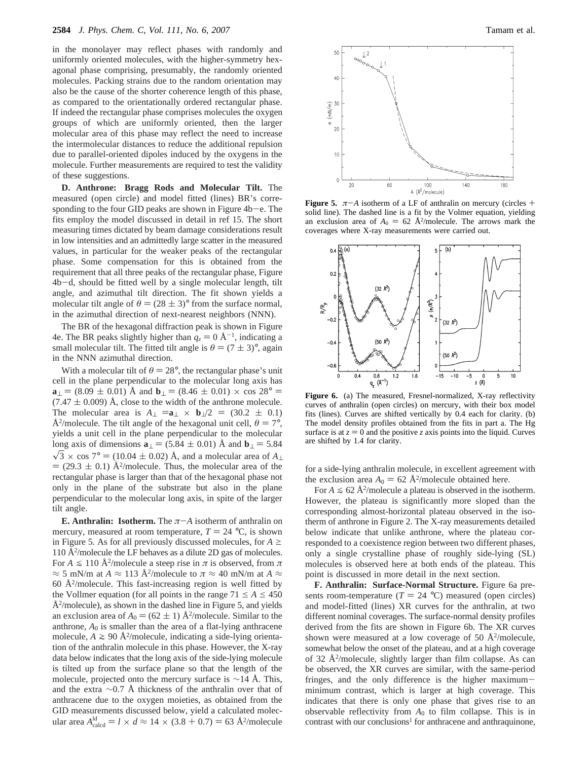in the monolayer may reflect phases with randomly and uniformly oriented molecules, with the higher-symmetry hexagonal phase comprising, presumably, the randomly oriented molecules. Packing strains due to the random orientation may also be the cause of the shorter coherence length of this phase, as compared to the orientationally ordered rectangular phase. If indeed the rectangular phase comprises molecules the oxygen groups of which are uniformly oriented, then the larger molecular area of this phase may reflect the need to increase the intermolecular distances to reduce the additional repulsion due to parallel-oriented dipoles induced by the oxygens in the molecule. Further measurements are required to test the validity of these suggestions.

**D. Anthrone: Bragg Rods and Molecular Tilt.** The measured (open circle) and model fitted (lines) BR's corresponding to the four GID peaks are shown in Figure 4b–e. The fits employ the model discussed in detail in ref 15. The short measuring times dictated by beam damage considerations result in low intensities and an admittedly large scatter in the measured values, in particular for the weaker peaks of the rectangular phase. Some compensation for this is obtained from the requirement that all three peaks of the rectangular phase, Figure 4b–d, should be fitted well by a single molecular length, tilt angle, and azimuthal tilt direction. The fit shown yields a molecular tilt angle of $\theta = (28 \pm 3)°$ from the surface normal, in the azimuthal direction of next-nearest neighbors (NNN).

The BR of the hexagonal diffraction peak is shown in Figure 4e. The BR peaks slightly higher than $q_z = 0$ Å$^{-1}$, indicating a small molecular tilt. The fitted tilt angle is $\theta = (7 \pm 3)°$, again in the NNN azimuthal direction.

With a molecular tilt of $\theta = 28°$, the rectangular phase's unit cell in the plane perpendicular to the molecular long axis has $\mathbf{a}_\perp = (8.09 \pm 0.01)$ Å and $\mathbf{b}_\perp = (8.46 \pm 0.01) \times \cos 28° = (7.47 \pm 0.009)$ Å, close to the width of the anthrone molecule. The molecular area is $A_\perp = \mathbf{a}_\perp \times \mathbf{b}_\perp/2 = (30.2 \pm 0.1)$ Å$^2$/molecule. The tilt angle of the hexagonal unit cell, $\theta = 7°$, yields a unit cell in the plane perpendicular to the molecular long axis of dimensions $\mathbf{a}_\perp = (5.84 \pm 0.01)$ Å and $\mathbf{b}_\perp = 5.84\sqrt{3} \times \cos 7° = (10.04 \pm 0.02)$ Å, and a molecular area of $A_\perp = (29.3 \pm 0.1)$ Å$^2$/molecule. Thus, the molecular area of the rectangular phase is larger than that of the hexagonal phase not only in the plane of the substrate but also in the plane perpendicular to the molecular long axis, in spite of the larger tilt angle.

**E. Anthralin: Isotherm.** The $\pi-A$ isotherm of anthralin on mercury, measured at room temperature, $T = 24$ °C, is shown in Figure 5. As for all previously discussed molecules, for $A \geq 110$ Å$^2$/molecule the LF behaves as a dilute 2D gas of molecules. For $A \lesssim 110$ Å$^2$/molecule a steep rise in $\pi$ is observed, from $\pi \approx 5$ mN/m at $A \approx 113$ Å$^2$/molecule to $\pi \approx 40$ mN/m at $A \approx 60$ Å$^2$/molecule. This fast-increasing region is well fitted by the Vollmer equation (for all points in the range $71 \leq A \leq 450$ Å$^2$/molecule), as shown in the dashed line in Figure 5, and yields an exclusion area of $A_0 = (62 \pm 1)$ Å$^2$/molecule. Similar to the anthrone, $A_0$ is smaller than the area of a flat-lying anthracene molecule, $A \gtrsim 90$ Å$^2$/molecule, indicating a side-lying orientation of the anthralin molecule in this phase. However, the X-ray data below indicates that the long axis of the side-lying molecule is tilted up from the surface plane so that the length of the molecule, projected onto the mercury surface is ~14 Å. This, and the extra ~0.7 Å thickness of the anthralin over that of anthracene due to the oxygen moieties, as obtained from the GID measurements discussed below, yield a calculated molecular area $A^{\mathrm{ld}}_{\mathrm{calcd}} = l \times d \approx 14 \times (3.8 + 0.7) = 63$ Å$^2$/molecule for a side-lying anthralin molecule, in excellent agreement with the exclusion area $A_0 = 62$ Å$^2$/molecule obtained here.

**Figure 5.** $\pi-A$ isotherm of a LF of anthralin on mercury (circles + solid line). The dashed line is a fit by the Vollmer equation, yielding an exclusion area of $A_0 = 62$ Å$^2$/molecule. The arrows mark the coverages where X-ray measurements were carried out.

**Figure 6.** (a) The measured, Fresnel-normalized, X-ray reflectivity curves of anthralin (open circles) on mercury, with their box model fits (lines). Curves are shifted vertically by 0.4 each for clarity. (b) The model density profiles obtained from the fits in part a. The Hg surface is at $z = 0$ and the positive $z$ axis points into the liquid. Curves are shifted by 1.4 for clarity.

For $A \lesssim 62$ Å$^2$/molecule a plateau is observed in the isotherm. However, the plateau is significantly more sloped than the corresponding almost-horizontal plateau observed in the isotherm of anthrone in Figure 2. The X-ray measurements detailed below indicate that unlike anthrone, where the plateau corresponded to a coexistence region between two different phases, only a single crystalline phase of roughly side-lying (SL) molecules is observed here at both ends of the plateau. This point is discussed in more detail in the next section.

**F. Anthralin: Surface-Normal Structure.** Figure 6a presents room-temperature ($T = 24$ °C) measured (open circles) and model-fitted (lines) XR curves for the anthralin, at two different nominal coverages. The surface-normal density profiles derived from the fits are shown in Figure 6b. The XR curves shown were measured at a low coverage of 50 Å$^2$/molecule, somewhat below the onset of the plateau, and at a high coverage of 32 Å$^2$/molecule, slightly larger than film collapse. As can be observed, the XR curves are similar, with the same-period fringes, and the only difference is the higher maximum–minimum contrast, which is larger at high coverage. This indicates that there is only one phase that gives rise to an observable reflectivity from $A_0$ to film collapse. This is in contrast with our conclusions[1] for anthracene and anthraquinone,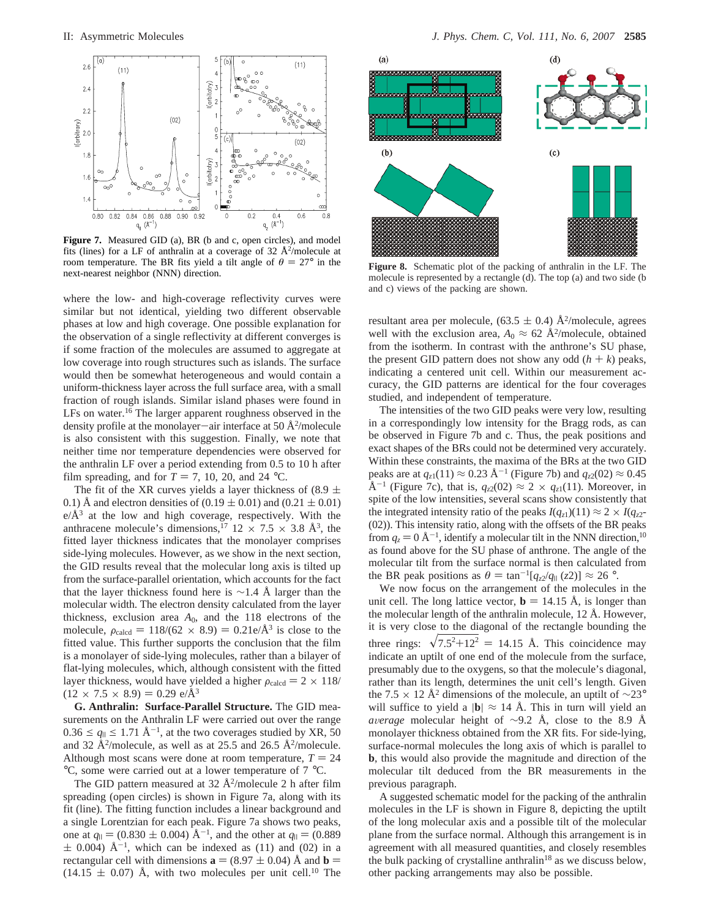**Figure 7.** Measured GID (a), BR (b and c, open circles), and model fits (lines) for a LF of anthralin at a coverage of 32 Å$^2$/molecule at room temperature. The BR fits yield a tilt angle of $\theta = 27°$ in the next-nearest neighbor (NNN) direction.

where the low- and high-coverage reflectivity curves were similar but not identical, yielding two different observable phases at low and high coverage. One possible explanation for the observation of a single reflectivity at different converges is if some fraction of the molecules are assumed to aggregate at low coverage into rough structures such as islands. The surface would then be somewhat heterogeneous and would contain a uniform-thickness layer across the full surface area, with a small fraction of rough islands. Similar island phases were found in LFs on water.[16] The larger apparent roughness observed in the density profile at the monolayer−air interface at 50 Å$^2$/molecule is also consistent with this suggestion. Finally, we note that neither time nor temperature dependencies were observed for the anthralin LF over a period extending from 0.5 to 10 h after film spreading, and for $T$ = 7, 10, 20, and 24 °C.

The fit of the XR curves yields a layer thickness of (8.9 ± 0.1) Å and electron densities of (0.19 ± 0.01) and (0.21 ± 0.01) e/Å$^3$ at the low and high coverage, respectively. With the anthracene molecule's dimensions,[17] 12 × 7.5 × 3.8 Å$^3$, the fitted layer thickness indicates that the monolayer comprises side-lying molecules. However, as we show in the next section, the GID results reveal that the molecular long axis is tilted up from the surface-parallel orientation, which accounts for the fact that the layer thickness found here is ∼1.4 Å larger than the molecular width. The electron density calculated from the layer thickness, exclusion area $A_0$, and the 118 electrons of the molecule, $\rho_{calcd} = 118/(62 \times 8.9) = 0.21 e/Å^3$ is close to the fitted value. This further supports the conclusion that the film is a monolayer of side-lying molecules, rather than a bilayer of flat-lying molecules, which, although consistent with the fitted layer thickness, would have yielded a higher $\rho_{calcd} = 2 \times 118/(12 \times 7.5 \times 8.9) = 0.29$ e/Å$^3$

**G. Anthralin: Surface-Parallel Structure.** The GID measurements on the Anthralin LF were carried out over the range $0.36 \leq q_{\|} \leq 1.71$ Å$^{-1}$, at the two coverages studied by XR, 50 and 32 Å$^2$/molecule, as well as at 25.5 and 26.5 Å$^2$/molecule. Although most scans were done at room temperature, $T$ = 24 °C, some were carried out at a lower temperature of 7 °C.

The GID pattern measured at 32 Å$^2$/molecule 2 h after film spreading (open circles) is shown in Figure 7a, along with its fit (line). The fitting function includes a linear background and a single Lorentzian for each peak. Figure 7a shows two peaks, one at $q_{\|}$ = (0.830 ± 0.004) Å$^{-1}$, and the other at $q_{\|}$ = (0.889 ± 0.004) Å$^{-1}$, which can be indexed as (11) and (02) in a rectangular cell with dimensions **a** = (8.97 ± 0.04) Å and **b** = (14.15 ± 0.07) Å, with two molecules per unit cell.[10] The resultant area per molecule, (63.5 ± 0.4) Å$^2$/molecule, agrees well with the exclusion area, $A_0 \approx 62$ Å$^2$/molecule, obtained from the isotherm. In contrast with the anthrone's SU phase, the present GID pattern does not show any odd ($h + k$) peaks, indicating a centered unit cell. Within our measurement accuracy, the GID patterns are identical for the four coverages studied, and independent of temperature.

The intensities of the two GID peaks were very low, resulting in a correspondingly low intensity for the Bragg rods, as can be observed in Figure 7b and c. Thus, the peak positions and exact shapes of the BRs could not be determined very accurately. Within these constraints, the maxima of the BRs at the two GID peaks are at $q_{z1}(11) \approx 0.23$ Å$^{-1}$ (Figure 7b) and $q_{z2}(02) \approx 0.45$ Å$^{-1}$ (Figure 7c), that is, $q_{z2}(02) \approx 2 \times q_{z1}(11)$. Moreover, in spite of the low intensities, several scans show consistently that the integrated intensity ratio of the peaks $I(q_{z1})(11) \approx 2 \times I(q_{z2}(02))$. This intensity ratio, along with the offsets of the BR peaks from $q_z = 0$ Å$^{-1}$, identify a molecular tilt in the NNN direction,[10] as found above for the SU phase of anthrone. The angle of the molecular tilt from the surface normal is then calculated from the BR peak positions as $\theta = \tan^{-1}[q_{z2}/q_{\|}(z2)] \approx 26$ °.

We now focus on the arrangement of the molecules in the unit cell. The long lattice vector, **b** = 14.15 Å, is longer than the molecular length of the anthralin molecule, 12 Å. However, it is very close to the diagonal of the rectangle bounding the three rings: $\sqrt{7.5^2+12^2}$ = 14.15 Å. This coincidence may indicate an uptilt of one end of the molecule from the surface, presumably due to the oxygens, so that the molecule's diagonal, rather than its length, determines the unit cell's length. Given the 7.5 × 12 Å$^2$ dimensions of the molecule, an uptilt of ∼23° will suffice to yield a |**b**| ≈ 14 Å. This in turn will yield an *average* molecular height of ∼9.2 Å, close to the 8.9 Å monolayer thickness obtained from the XR fits. For side-lying, surface-normal molecules the long axis of which is parallel to **b**, this would also provide the magnitude and direction of the molecular tilt deduced from the BR measurements in the previous paragraph.

A suggested schematic model for the packing of the anthralin molecules in the LF is shown in Figure 8, depicting the uptilt of the long molecular axis and a possible tilt of the molecular plane from the surface normal. Although this arrangement is in agreement with all measured quantities, and closely resembles the bulk packing of crystalline anthralin[18] as we discuss below, other packing arrangements may also be possible.

**Figure 8.** Schematic plot of the packing of anthralin in the LF. The molecule is represented by a rectangle (d). The top (a) and two side (b and c) views of the packing are shown.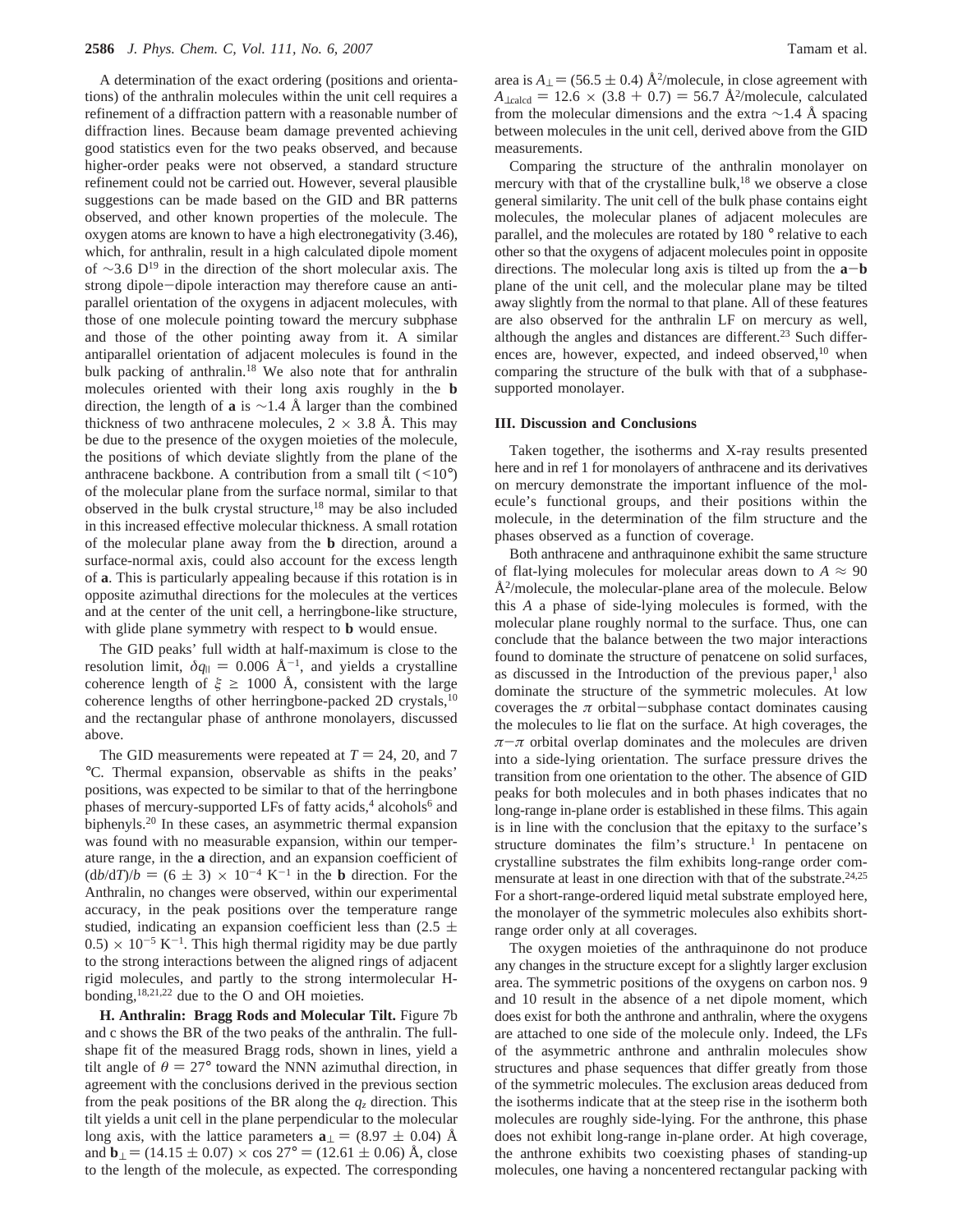A determination of the exact ordering (positions and orientations) of the anthralin molecules within the unit cell requires a refinement of a diffraction pattern with a reasonable number of diffraction lines. Because beam damage prevented achieving good statistics even for the two peaks observed, and because higher-order peaks were not observed, a standard structure refinement could not be carried out. However, several plausible suggestions can be made based on the GID and BR patterns observed, and other known properties of the molecule. The oxygen atoms are known to have a high electronegativity (3.46), which, for anthralin, result in a high calculated dipole moment of ~3.6 D[19] in the direction of the short molecular axis. The strong dipole−dipole interaction may therefore cause an antiparallel orientation of the oxygens in adjacent molecules, with those of one molecule pointing toward the mercury subphase and those of the other pointing away from it. A similar antiparallel orientation of adjacent molecules is found in the bulk packing of anthralin.[18] We also note that for anthralin molecules oriented with their long axis roughly in the **b** direction, the length of **a** is ~1.4 Å larger than the combined thickness of two anthracene molecules, 2 × 3.8 Å. This may be due to the presence of the oxygen moieties of the molecule, the positions of which deviate slightly from the plane of the anthracene backbone. A contribution from a small tilt (<10°) of the molecular plane from the surface normal, similar to that observed in the bulk crystal structure,[18] may be also included in this increased effective molecular thickness. A small rotation of the molecular plane away from the **b** direction, around a surface-normal axis, could also account for the excess length of **a**. This is particularly appealing because if this rotation is in opposite azimuthal directions for the molecules at the vertices and at the center of the unit cell, a herringbone-like structure, with glide plane symmetry with respect to **b** would ensue.

The GID peaks' full width at half-maximum is close to the resolution limit, $\delta q_{\|} = 0.006$ Å$^{-1}$, and yields a crystalline coherence length of $\xi \geq 1000$ Å, consistent with the large coherence lengths of other herringbone-packed 2D crystals,[10] and the rectangular phase of anthrone monolayers, discussed above.

The GID measurements were repeated at $T$ = 24, 20, and 7 °C. Thermal expansion, observable as shifts in the peaks' positions, was expected to be similar to that of the herringbone phases of mercury-supported LFs of fatty acids,[4] alcohols[6] and biphenyls.[20] In these cases, an asymmetric thermal expansion was found with no measurable expansion, within our temperature range, in the **a** direction, and an expansion coefficient of $(db/dT)/b = (6 \pm 3) \times 10^{-4}$ K$^{-1}$ in the **b** direction. For the Anthralin, no changes were observed, within our experimental accuracy, in the peak positions over the temperature range studied, indicating an expansion coefficient less than $(2.5 \pm 0.5) \times 10^{-5}$ K$^{-1}$. This high thermal rigidity may be due partly to the strong interactions between the aligned rings of adjacent rigid molecules, and partly to the strong intermolecular H-bonding,[18,21,22] due to the O and OH moieties.

**H. Anthralin: Bragg Rods and Molecular Tilt.** Figure 7b and c shows the BR of the two peaks of the anthralin. The full-shape fit of the measured Bragg rods, shown in lines, yield a tilt angle of $\theta = 27°$ toward the NNN azimuthal direction, in agreement with the conclusions derived in the previous section from the peak positions of the BR along the $q_z$ direction. This tilt yields a unit cell in the plane perpendicular to the molecular long axis, with the lattice parameters $\mathbf{a}_{\perp} = (8.97 \pm 0.04)$ Å and $\mathbf{b}_{\perp} = (14.15 \pm 0.07) \times \cos 27° = (12.61 \pm 0.06)$ Å, close to the length of the molecule, as expected. The corresponding area is $A_{\perp} = (56.5 \pm 0.4)$ Å$^2$/molecule, in close agreement with $A_{\perp\mathrm{calcd}} = 12.6 \times (3.8 + 0.7) = 56.7$ Å$^2$/molecule, calculated from the molecular dimensions and the extra ~1.4 Å spacing between molecules in the unit cell, derived above from the GID measurements.

Comparing the structure of the anthralin monolayer on mercury with that of the crystalline bulk,[18] we observe a close general similarity. The unit cell of the bulk phase contains eight molecules, the molecular planes of adjacent molecules are parallel, and the molecules are rotated by 180 ° relative to each other so that the oxygens of adjacent molecules point in opposite directions. The molecular long axis is tilted up from the **a**−**b** plane of the unit cell, and the molecular plane may be tilted away slightly from the normal to that plane. All of these features are also observed for the anthralin LF on mercury as well, although the angles and distances are different.[23] Such differences are, however, expected, and indeed observed,[10] when comparing the structure of the bulk with that of a subphase-supported monolayer.

## III. Discussion and Conclusions

Taken together, the isotherms and X-ray results presented here and in ref 1 for monolayers of anthracene and its derivatives on mercury demonstrate the important influence of the molecule's functional groups, and their positions within the molecule, in the determination of the film structure and the phases observed as a function of coverage.

Both anthracene and anthraquinone exhibit the same structure of flat-lying molecules for molecular areas down to $A \approx 90$ Å$^2$/molecule, the molecular-plane area of the molecule. Below this $A$ a phase of side-lying molecules is formed, with the molecular plane roughly normal to the surface. Thus, one can conclude that the balance between the two major interactions found to dominate the structure of penatcene on solid surfaces, as discussed in the Introduction of the previous paper,[1] also dominate the structure of the symmetric molecules. At low coverages the $\pi$ orbital−subphase contact dominates causing the molecules to lie flat on the surface. At high coverages, the $\pi$−$\pi$ orbital overlap dominates and the molecules are driven into a side-lying orientation. The surface pressure drives the transition from one orientation to the other. The absence of GID peaks for both molecules and in both phases indicates that no long-range in-plane order is established in these films. This again is in line with the conclusion that the epitaxy to the surface's structure dominates the film's structure.[1] In pentacene on crystalline substrates the film exhibits long-range order commensurate at least in one direction with that of the substrate.[24,25] For a short-range-ordered liquid metal substrate employed here, the monolayer of the symmetric molecules also exhibits short-range order only at all coverages.

The oxygen moieties of the anthraquinone do not produce any changes in the structure except for a slightly larger exclusion area. The symmetric positions of the oxygens on carbon nos. 9 and 10 result in the absence of a net dipole moment, which does exist for both the anthrone and anthralin, where the oxygens are attached to one side of the molecule only. Indeed, the LFs of the asymmetric anthrone and anthralin molecules show structures and phase sequences that differ greatly from those of the symmetric molecules. The exclusion areas deduced from the isotherms indicate that at the steep rise in the isotherm both molecules are roughly side-lying. For the anthrone, this phase does not exhibit long-range in-plane order. At high coverage, the anthrone exhibits two coexisting phases of standing-up molecules, one having a noncentered rectangular packing with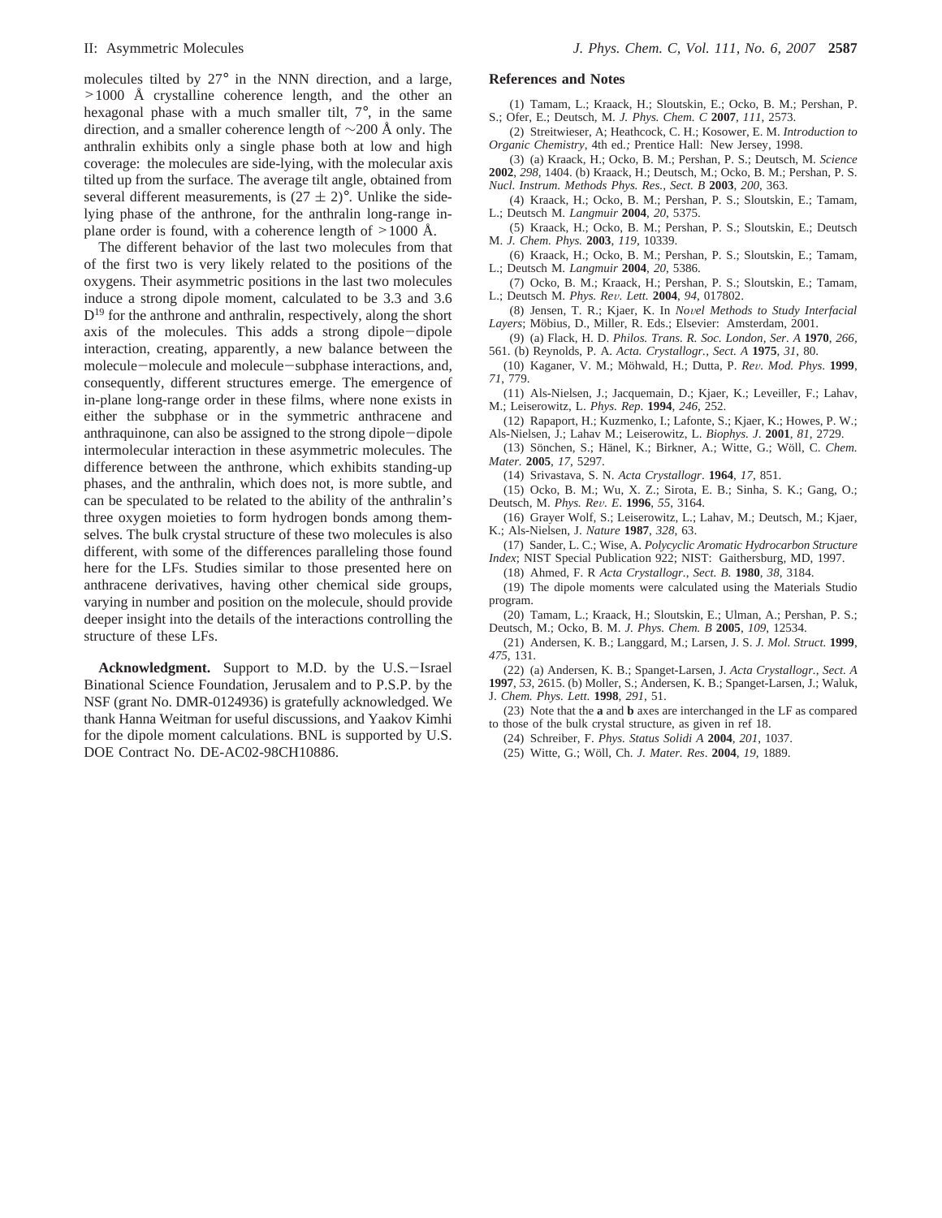molecules tilted by 27° in the NNN direction, and a large, >1000 Å crystalline coherence length, and the other an hexagonal phase with a much smaller tilt, 7°, in the same direction, and a smaller coherence length of ~200 Å only. The anthralin exhibits only a single phase both at low and high coverage: the molecules are side-lying, with the molecular axis tilted up from the surface. The average tilt angle, obtained from several different measurements, is $(27 \pm 2)°$. Unlike the side-lying phase of the anthrone, for the anthralin long-range in-plane order is found, with a coherence length of >1000 Å.

The different behavior of the last two molecules from that of the first two is very likely related to the positions of the oxygens. Their asymmetric positions in the last two molecules induce a strong dipole moment, calculated to be 3.3 and 3.6 D[19] for the anthrone and anthralin, respectively, along the short axis of the molecules. This adds a strong dipole−dipole interaction, creating, apparently, a new balance between the molecule−molecule and molecule−subphase interactions, and, consequently, different structures emerge. The emergence of in-plane long-range order in these films, where none exists in either the subphase or in the symmetric anthracene and anthraquinone, can also be assigned to the strong dipole−dipole intermolecular interaction in these asymmetric molecules. The difference between the anthrone, which exhibits standing-up phases, and the anthralin, which does not, is more subtle, and can be speculated to be related to the ability of the anthralin's three oxygen moieties to form hydrogen bonds among themselves. The bulk crystal structure of these two molecules is also different, with some of the differences paralleling those found here for the LFs. Studies similar to those presented here on anthracene derivatives, having other chemical side groups, varying in number and position on the molecule, should provide deeper insight into the details of the interactions controlling the structure of these LFs.

**Acknowledgment.** Support to M.D. by the U.S.−Israel Binational Science Foundation, Jerusalem and to P.S.P. by the NSF (grant No. DMR-0124936) is gratefully acknowledged. We thank Hanna Weitman for useful discussions, and Yaakov Kimhi for the dipole moment calculations. BNL is supported by U.S. DOE Contract No. DE-AC02-98CH10886.

## References and Notes

(1) Tamam, L.; Kraack, H.; Sloutskin, E.; Ocko, B. M.; Pershan, P. S.; Ofer, E.; Deutsch, M. *J. Phys. Chem. C* **2007**, *111*, 2573.

(2) Streitwieser, A; Heathcock, C. H.; Kosower, E. M. *Introduction to Organic Chemistry*, 4th ed.; Prentice Hall: New Jersey, 1998.

(3) (a) Kraack, H.; Ocko, B. M.; Pershan, P. S.; Deutsch, M. *Science* **2002**, *298*, 1404. (b) Kraack, H.; Deutsch, M.; Ocko, B. M.; Pershan, P. S. *Nucl. Instrum. Methods Phys. Res., Sect. B* **2003**, *200*, 363.

(4) Kraack, H.; Ocko, B. M.; Pershan, P. S.; Sloutskin, E.; Tamam, L.; Deutsch M. *Langmuir* **2004**, *20*, 5375.

(5) Kraack, H.; Ocko, B. M.; Pershan, P. S.; Sloutskin, E.; Deutsch M. *J. Chem. Phys.* **2003**, *119*, 10339.

(6) Kraack, H.; Ocko, B. M.; Pershan, P. S.; Sloutskin, E.; Tamam, L.; Deutsch M. *Langmuir* **2004**, *20*, 5386.

(7) Ocko, B. M.; Kraack, H.; Pershan, P. S.; Sloutskin, E.; Tamam, L.; Deutsch M. *Phys. Rev. Lett.* **2004**, *94*, 017802.

(8) Jensen, T. R.; Kjaer, K. In *Novel Methods to Study Interfacial Layers*; Möbius, D., Miller, R. Eds.; Elsevier: Amsterdam, 2001.

(9) (a) Flack, H. D. *Philos. Trans. R. Soc. London, Ser. A* **1970**, *266*, 561. (b) Reynolds, P. A. *Acta. Crystallogr., Sect. A* **1975**, *31*, 80.

(10) Kaganer, V. M.; Möhwald, H.; Dutta, P. *Rev. Mod. Phys.* **1999**, *71*, 779.

(11) Als-Nielsen, J.; Jacquemain, D.; Kjaer, K.; Leveiller, F.; Lahav, M.; Leiserowitz, L. *Phys. Rep.* **1994**, *246*, 252.

(12) Rapaport, H.; Kuzmenko, I.; Lafonte, S.; Kjaer, K.; Howes, P. W.; Als-Nielsen, J.; Lahav M.; Leiserowitz, L. *Biophys. J.* **2001**, *81*, 2729.

(13) Sönchen, S.; Hänel, K.; Birkner, A.; Witte, G.; Wöll, C. *Chem. Mater.* **2005**, *17*, 5297.

(14) Srivastava, S. N. *Acta Crystallogr*. **1964**, *17*, 851.

(15) Ocko, B. M.; Wu, X. Z.; Sirota, E. B.; Sinha, S. K.; Gang, O.; Deutsch, M. *Phys. Rev. E.* **1996**, *55*, 3164.

(16) Grayer Wolf, S.; Leiserowitz, L.; Lahav, M.; Deutsch, M.; Kjaer, K.; Als-Nielsen, J. *Nature* **1987**, *328*, 63.

(17) Sander, L. C.; Wise, A. *Polycyclic Aromatic Hydrocarbon Structure Index*; NIST Special Publication 922; NIST: Gaithersburg, MD, 1997.

(18) Ahmed, F. R *Acta Crystallogr., Sect. B.* **1980**, *38*, 3184.

(19) The dipole moments were calculated using the Materials Studio program.

(20) Tamam, L.; Kraack, H.; Sloutskin, E.; Ulman, A.; Pershan, P. S.; Deutsch, M.; Ocko, B. M. *J. Phys. Chem. B* **2005**, *109*, 12534.

(21) Andersen, K. B.; Langgard, M.; Larsen, J. S. *J. Mol. Struct.* **1999**, *475*, 131.

(22) (a) Andersen, K. B.; Spanget-Larsen, J. *Acta Crystallogr., Sect. A* **1997**, *53*, 2615. (b) Moller, S.; Andersen, K. B.; Spanget-Larsen, J.; Waluk, J. *Chem. Phys. Lett.* **1998**, *291*, 51.

(23) Note that the **a** and **b** axes are interchanged in the LF as compared to those of the bulk crystal structure, as given in ref 18.

(24) Schreiber, F. *Phys. Status Solidi A* **2004**, *201*, 1037.

(25) Witte, G.; Wöll, Ch. *J. Mater. Res.* **2004**, *19*, 1889.